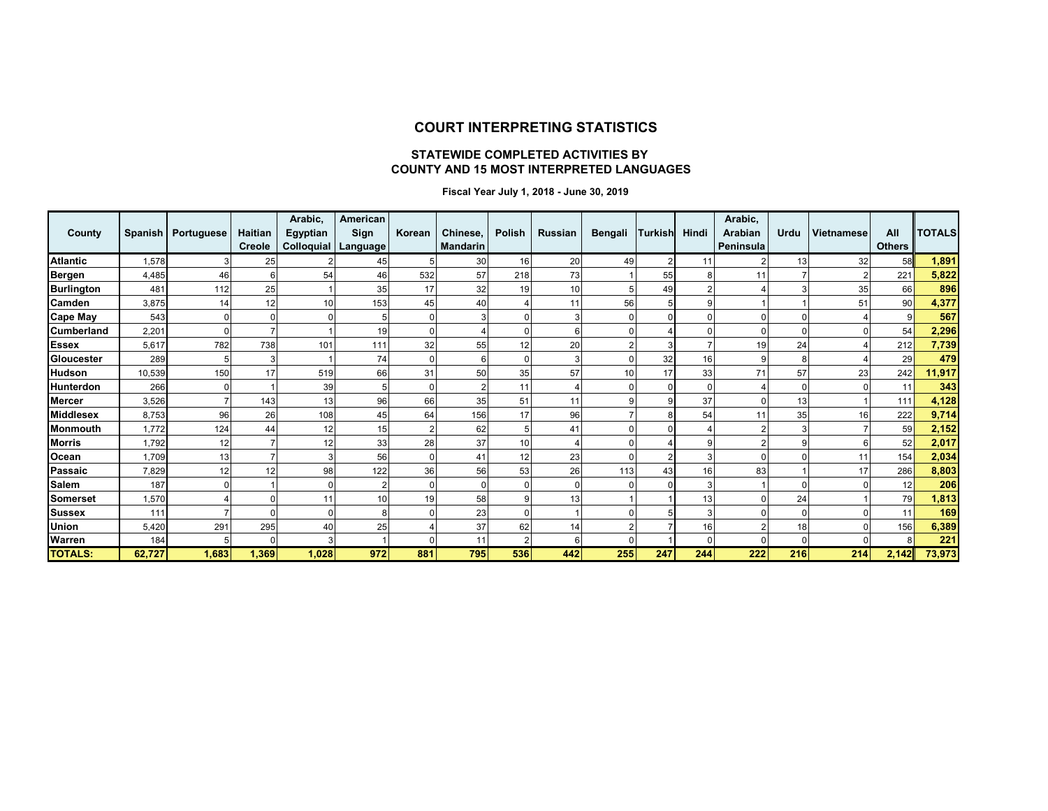# COURT INTERPRETING STATISTICS

## STATEWIDE COMPLETED ACTIVITIES BY COUNTY AND 15 MOST INTERPRETED LANGUAGES

**Fiscal Year July 1, 2018 - June 30, 2019**

| County | Spanish | Portuguese | Haitian Creole | Arabic, Egyptian Colloquial | American Sign Language | Korean | Chinese, Mandarin | Polish | Russian | Bengali | Turkish | Hindi | Arabic, Arabian Peninsula | Urdu | Vietnamese | All Others | TOTALS |
|---|---|---|---|---|---|---|---|---|---|---|---|---|---|---|---|---|---|
| **Atlantic** | 1,578 | 3 | 25 | 2 | 45 | 5 | 30 | 16 | 20 | 49 | 2 | 11 | 2 | 13 | 32 | 58 | **1,891** |
| **Bergen** | 4,485 | 46 | 6 | 54 | 46 | 532 | 57 | 218 | 73 | 1 | 55 | 8 | 11 | 7 | 2 | 221 | **5,822** |
| **Burlington** | 481 | 112 | 25 | 1 | 35 | 17 | 32 | 19 | 10 | 5 | 49 | 2 | 4 | 3 | 35 | 66 | **896** |
| **Camden** | 3,875 | 14 | 12 | 10 | 153 | 45 | 40 | 4 | 11 | 56 | 5 | 9 | 1 | 1 | 51 | 90 | **4,377** |
| **Cape May** | 543 | 0 | 0 | 0 | 5 | 0 | 3 | 0 | 3 | 0 | 0 | 0 | 0 | 0 | 4 | 9 | **567** |
| **Cumberland** | 2,201 | 0 | 7 | 1 | 19 | 0 | 4 | 0 | 6 | 0 | 4 | 0 | 0 | 0 | 0 | 54 | **2,296** |
| **Essex** | 5,617 | 782 | 738 | 101 | 111 | 32 | 55 | 12 | 20 | 2 | 3 | 7 | 19 | 24 | 4 | 212 | **7,739** |
| **Gloucester** | 289 | 5 | 3 | 1 | 74 | 0 | 6 | 0 | 3 | 0 | 32 | 16 | 9 | 8 | 4 | 29 | **479** |
| **Hudson** | 10,539 | 150 | 17 | 519 | 66 | 31 | 50 | 35 | 57 | 10 | 17 | 33 | 71 | 57 | 23 | 242 | **11,917** |
| **Hunterdon** | 266 | 0 | 1 | 39 | 5 | 0 | 2 | 11 | 4 | 0 | 0 | 0 | 4 | 0 | 0 | 11 | **343** |
| **Mercer** | 3,526 | 7 | 143 | 13 | 96 | 66 | 35 | 51 | 11 | 9 | 9 | 37 | 0 | 13 | 1 | 111 | **4,128** |
| **Middlesex** | 8,753 | 96 | 26 | 108 | 45 | 64 | 156 | 17 | 96 | 7 | 8 | 54 | 11 | 35 | 16 | 222 | **9,714** |
| **Monmouth** | 1,772 | 124 | 44 | 12 | 15 | 2 | 62 | 5 | 41 | 0 | 0 | 4 | 2 | 3 | 7 | 59 | **2,152** |
| **Morris** | 1,792 | 12 | 7 | 12 | 33 | 28 | 37 | 10 | 4 | 0 | 4 | 9 | 2 | 9 | 6 | 52 | **2,017** |
| **Ocean** | 1,709 | 13 | 7 | 3 | 56 | 0 | 41 | 12 | 23 | 0 | 2 | 3 | 0 | 0 | 11 | 154 | **2,034** |
| **Passaic** | 7,829 | 12 | 12 | 98 | 122 | 36 | 56 | 53 | 26 | 113 | 43 | 16 | 83 | 1 | 17 | 286 | **8,803** |
| **Salem** | 187 | 0 | 1 | 0 | 2 | 0 | 0 | 0 | 0 | 0 | 0 | 3 | 1 | 0 | 0 | 12 | **206** |
| **Somerset** | 1,570 | 4 | 0 | 11 | 10 | 19 | 58 | 9 | 13 | 1 | 1 | 13 | 0 | 24 | 1 | 79 | **1,813** |
| **Sussex** | 111 | 7 | 0 | 0 | 8 | 0 | 23 | 0 | 1 | 0 | 5 | 3 | 0 | 0 | 0 | 11 | **169** |
| **Union** | 5,420 | 291 | 295 | 40 | 25 | 4 | 37 | 62 | 14 | 2 | 7 | 16 | 2 | 18 | 0 | 156 | **6,389** |
| **Warren** | 184 | 5 | 0 | 3 | 1 | 0 | 11 | 2 | 6 | 0 | 1 | 0 | 0 | 0 | 0 | 8 | **221** |
| **TOTALS:** | **62,727** | **1,683** | **1,369** | **1,028** | **972** | **881** | **795** | **536** | **442** | **255** | **247** | **244** | **222** | **216** | **214** | **2,142** | **73,973** |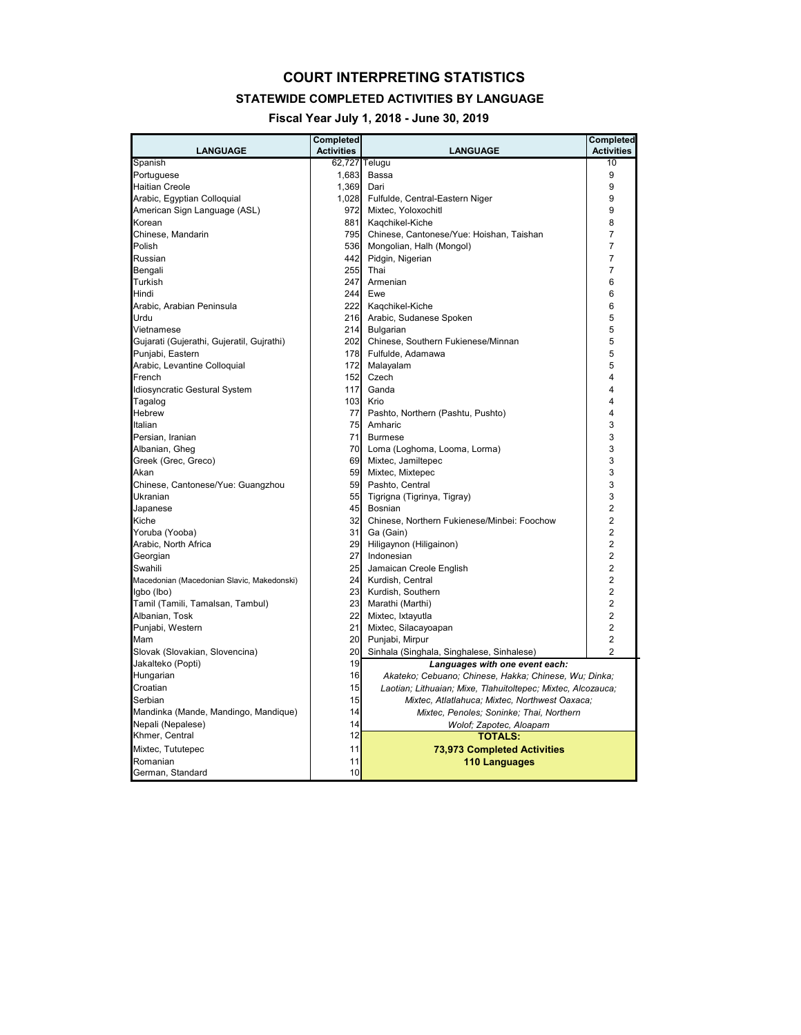# COURT INTERPRETING STATISTICS

## STATEWIDE COMPLETED ACTIVITIES BY LANGUAGE

### Fiscal Year July 1, 2018 - June 30, 2019

| LANGUAGE | Completed Activities | LANGUAGE | Completed Activities |
|---|---|---|---|
| Spanish | 62,727 | Telugu | 10 |
| Portuguese | 1,683 | Bassa | 9 |
| Haitian Creole | 1,369 | Dari | 9 |
| Arabic, Egyptian Colloquial | 1,028 | Fulfulde, Central-Eastern Niger | 9 |
| American Sign Language (ASL) | 972 | Mixtec, Yoloxochitl | 9 |
| Korean | 881 | Kaqchikel-Kiche | 8 |
| Chinese, Mandarin | 795 | Chinese, Cantonese/Yue: Hoishan, Taishan | 7 |
| Polish | 536 | Mongolian, Halh (Mongol) | 7 |
| Russian | 442 | Pidgin, Nigerian | 7 |
| Bengali | 255 | Thai | 7 |
| Turkish | 247 | Armenian | 6 |
| Hindi | 244 | Ewe | 6 |
| Arabic, Arabian Peninsula | 222 | Kaqchikel-Kiche | 6 |
| Urdu | 216 | Arabic, Sudanese Spoken | 5 |
| Vietnamese | 214 | Bulgarian | 5 |
| Gujarati (Gujerathi, Gujeratil, Gujrathi) | 202 | Chinese, Southern Fukienese/Minnan | 5 |
| Punjabi, Eastern | 178 | Fulfulde, Adamawa | 5 |
| Arabic, Levantine Colloquial | 172 | Malayalam | 5 |
| French | 152 | Czech | 4 |
| Idiosyncratic Gestural System | 117 | Ganda | 4 |
| Tagalog | 103 | Krio | 4 |
| Hebrew | 77 | Pashto, Northern (Pashtu, Pushto) | 4 |
| Italian | 75 | Amharic | 3 |
| Persian, Iranian | 71 | Burmese | 3 |
| Albanian, Gheg | 70 | Loma (Loghoma, Looma, Lorma) | 3 |
| Greek (Grec, Greco) | 69 | Mixtec, Jamiltepec | 3 |
| Akan | 59 | Mixtec, Mixtepec | 3 |
| Chinese, Cantonese/Yue: Guangzhou | 59 | Pashto, Central | 3 |
| Ukranian | 55 | Tigrigna (Tigrinya, Tigray) | 3 |
| Japanese | 45 | Bosnian | 2 |
| Kiche | 32 | Chinese, Northern Fukienese/Minbei: Foochow | 2 |
| Yoruba (Yooba) | 31 | Ga (Gain) | 2 |
| Arabic, North Africa | 29 | Hiligaynon (Hiligainon) | 2 |
| Georgian | 27 | Indonesian | 2 |
| Swahili | 25 | Jamaican Creole English | 2 |
| Macedonian (Macedonian Slavic, Makedonski) | 24 | Kurdish, Central | 2 |
| Igbo (Ibo) | 23 | Kurdish, Southern | 2 |
| Tamil (Tamili, Tamalsan, Tambul) | 23 | Marathi (Marthi) | 2 |
| Albanian, Tosk | 22 | Mixtec, Ixtayutla | 2 |
| Punjabi, Western | 21 | Mixtec, Silacayoapan | 2 |
| Mam | 20 | Punjabi, Mirpur | 2 |
| Slovak (Slovakian, Slovencina) | 20 | Sinhala (Singhala, Singhalese, Sinhalese) | 2 |
| Jakalteko (Popti) | 19 | ***Languages with one event each:*** | |
| Hungarian | 16 | *Akateko; Cebuano; Chinese, Hakka; Chinese, Wu; Dinka;* | |
| Croatian | 15 | *Laotian; Lithuaian; Mixe, Tlahuitoltepec; Mixtec, Alcozauca;* | |
| Serbian | 15 | *Mixtec, Atlatlahuca; Mixtec, Northwest Oaxaca;* | |
| Mandinka (Mande, Mandingo, Mandique) | 14 | *Mixtec, Penoles; Soninke; Thai, Northern* | |
| Nepali (Nepalese) | 14 | *Wolof; Zapotec, Aloapam* | |
| Khmer, Central | 12 | **TOTALS:** | |
| Mixtec, Tututepec | 11 | **73,973 Completed Activities** | |
| Romanian | 11 | **110 Languages** | |
| German, Standard | 10 | | |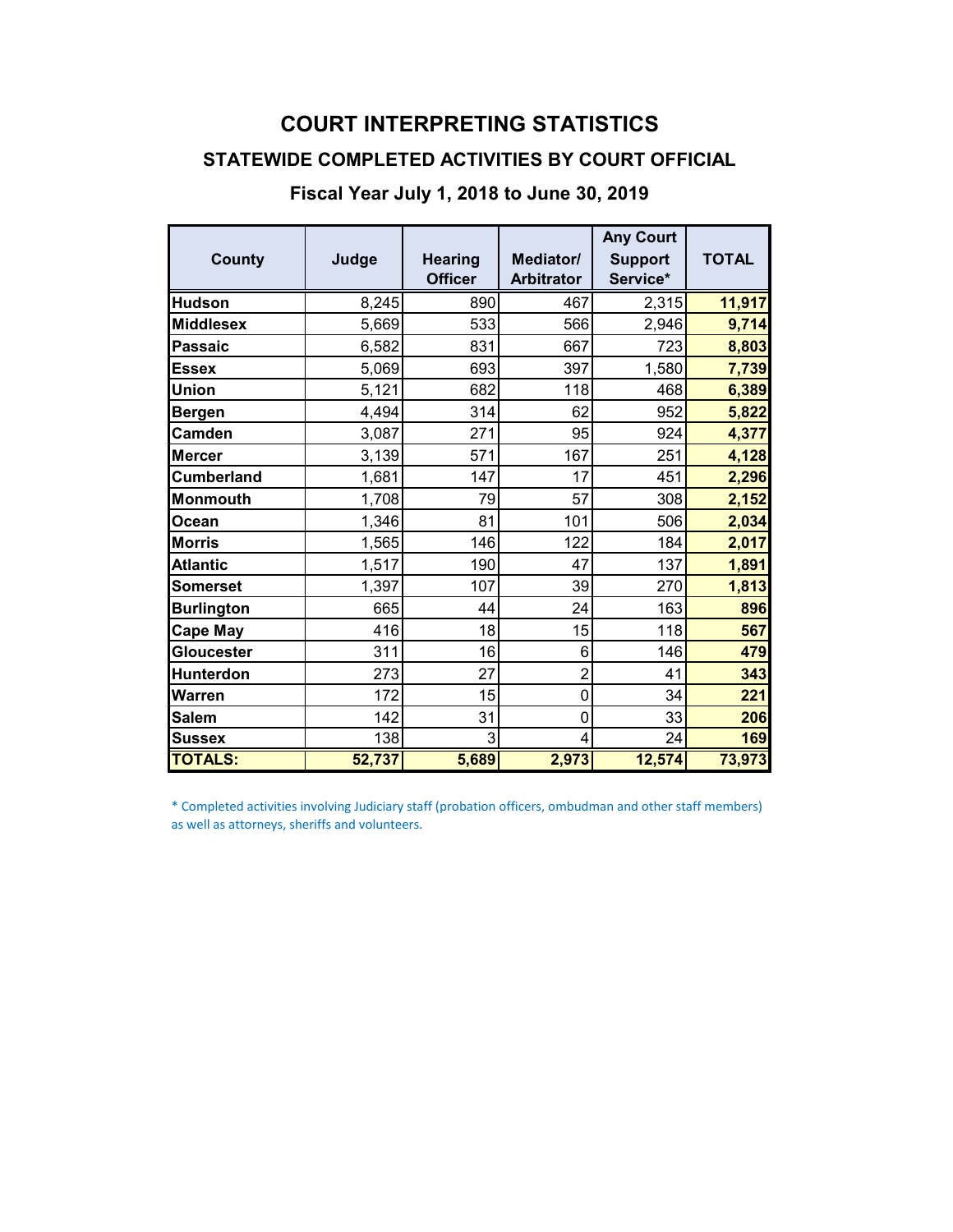# COURT INTERPRETING STATISTICS

## STATEWIDE COMPLETED ACTIVITIES BY COURT OFFICIAL

### Fiscal Year July 1, 2018 to June 30, 2019

| County | Judge | Hearing Officer | Mediator/ Arbitrator | Any Court Support Service* | TOTAL |
|---|---|---|---|---|---|
| **Hudson** | 8,245 | 890 | 467 | 2,315 | **11,917** |
| **Middlesex** | 5,669 | 533 | 566 | 2,946 | **9,714** |
| **Passaic** | 6,582 | 831 | 667 | 723 | **8,803** |
| **Essex** | 5,069 | 693 | 397 | 1,580 | **7,739** |
| **Union** | 5,121 | 682 | 118 | 468 | **6,389** |
| **Bergen** | 4,494 | 314 | 62 | 952 | **5,822** |
| **Camden** | 3,087 | 271 | 95 | 924 | **4,377** |
| **Mercer** | 3,139 | 571 | 167 | 251 | **4,128** |
| **Cumberland** | 1,681 | 147 | 17 | 451 | **2,296** |
| **Monmouth** | 1,708 | 79 | 57 | 308 | **2,152** |
| **Ocean** | 1,346 | 81 | 101 | 506 | **2,034** |
| **Morris** | 1,565 | 146 | 122 | 184 | **2,017** |
| **Atlantic** | 1,517 | 190 | 47 | 137 | **1,891** |
| **Somerset** | 1,397 | 107 | 39 | 270 | **1,813** |
| **Burlington** | 665 | 44 | 24 | 163 | **896** |
| **Cape May** | 416 | 18 | 15 | 118 | **567** |
| **Gloucester** | 311 | 16 | 6 | 146 | **479** |
| **Hunterdon** | 273 | 27 | 2 | 41 | **343** |
| **Warren** | 172 | 15 | 0 | 34 | **221** |
| **Salem** | 142 | 31 | 0 | 33 | **206** |
| **Sussex** | 138 | 3 | 4 | 24 | **169** |
| **TOTALS:** | **52,737** | **5,689** | **2,973** | **12,574** | **73,973** |

* Completed activities involving Judiciary staff (probation officers, ombudman and other staff members) as well as attorneys, sheriffs and volunteers.